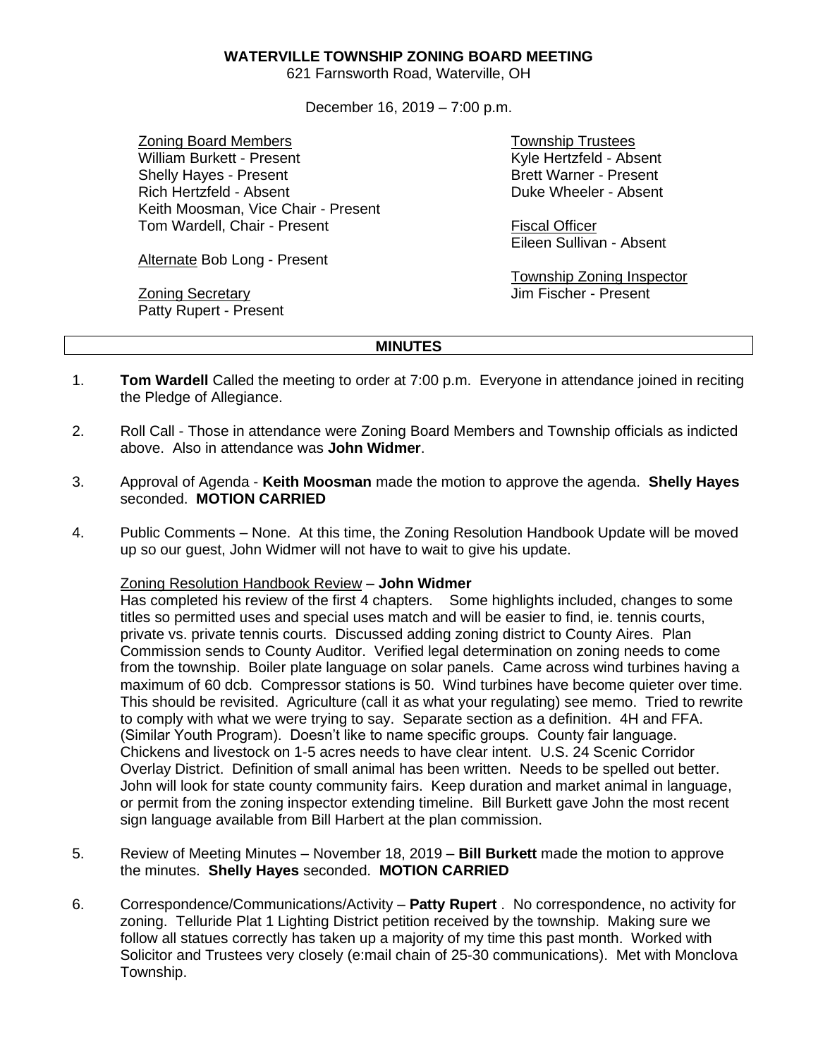**WATERVILLE TOWNSHIP ZONING BOARD MEETING**

621 Farnsworth Road, Waterville, OH

December 16, 2019 – 7:00 p.m.

Zoning Board Members
William Burkett - Present
Shelly Hayes - Present
Rich Hertzfeld - Absent
Keith Moosman, Vice Chair - Present
Tom Wardell, Chair - Present

Alternate Bob Long - Present

Zoning Secretary
Patty Rupert - Present

Township Trustees
Kyle Hertzfeld - Absent
Brett Warner - Present
Duke Wheeler - Absent

Fiscal Officer
Eileen Sullivan - Absent

Township Zoning Inspector
Jim Fischer - Present

**MINUTES**

1. **Tom Wardell** Called the meeting to order at 7:00 p.m. Everyone in attendance joined in reciting the Pledge of Allegiance.

2. Roll Call - Those in attendance were Zoning Board Members and Township officials as indicted above. Also in attendance was **John Widmer**.

3. Approval of Agenda - **Keith Moosman** made the motion to approve the agenda. **Shelly Hayes** seconded. **MOTION CARRIED**

4. Public Comments – None. At this time, the Zoning Resolution Handbook Update will be moved up so our guest, John Widmer will not have to wait to give his update.

   Zoning Resolution Handbook Review – **John Widmer**
   Has completed his review of the first 4 chapters. Some highlights included, changes to some titles so permitted uses and special uses match and will be easier to find, ie. tennis courts, private vs. private tennis courts. Discussed adding zoning district to County Aires. Plan Commission sends to County Auditor. Verified legal determination on zoning needs to come from the township. Boiler plate language on solar panels. Came across wind turbines having a maximum of 60 dcb. Compressor stations is 50. Wind turbines have become quieter over time. This should be revisited. Agriculture (call it as what your regulating) see memo. Tried to rewrite to comply with what we were trying to say. Separate section as a definition. 4H and FFA. (Similar Youth Program). Doesn't like to name specific groups. County fair language. Chickens and livestock on 1-5 acres needs to have clear intent. U.S. 24 Scenic Corridor Overlay District. Definition of small animal has been written. Needs to be spelled out better. John will look for state county community fairs. Keep duration and market animal in language, or permit from the zoning inspector extending timeline. Bill Burkett gave John the most recent sign language available from Bill Harbert at the plan commission.

5. Review of Meeting Minutes – November 18, 2019 – **Bill Burkett** made the motion to approve the minutes. **Shelly Hayes** seconded. **MOTION CARRIED**

6. Correspondence/Communications/Activity – **Patty Rupert** . No correspondence, no activity for zoning. Telluride Plat 1 Lighting District petition received by the township. Making sure we follow all statues correctly has taken up a majority of my time this past month. Worked with Solicitor and Trustees very closely (e:mail chain of 25-30 communications). Met with Monclova Township.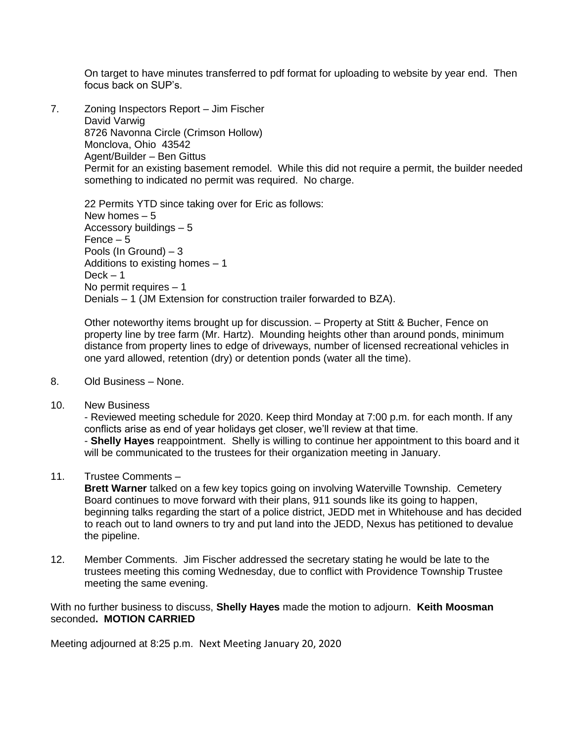On target to have minutes transferred to pdf format for uploading to website by year end. Then focus back on SUP's.

7. Zoning Inspectors Report – Jim Fischer
   David Varwig
   8726 Navonna Circle (Crimson Hollow)
   Monclova, Ohio 43542
   Agent/Builder – Ben Gittus
   Permit for an existing basement remodel. While this did not require a permit, the builder needed something to indicated no permit was required. No charge.

   22 Permits YTD since taking over for Eric as follows:
   New homes – 5
   Accessory buildings – 5
   Fence – 5
   Pools (In Ground) – 3
   Additions to existing homes – 1
   Deck – 1
   No permit requires – 1
   Denials – 1 (JM Extension for construction trailer forwarded to BZA).

   Other noteworthy items brought up for discussion. – Property at Stitt & Bucher, Fence on property line by tree farm (Mr. Hartz). Mounding heights other than around ponds, minimum distance from property lines to edge of driveways, number of licensed recreational vehicles in one yard allowed, retention (dry) or detention ponds (water all the time).

8. Old Business – None.

10. New Business
   - Reviewed meeting schedule for 2020. Keep third Monday at 7:00 p.m. for each month. If any conflicts arise as end of year holidays get closer, we'll review at that time.
   - **Shelly Hayes** reappointment. Shelly is willing to continue her appointment to this board and it will be communicated to the trustees for their organization meeting in January.

11. Trustee Comments –
   **Brett Warner** talked on a few key topics going on involving Waterville Township. Cemetery Board continues to move forward with their plans, 911 sounds like its going to happen, beginning talks regarding the start of a police district, JEDD met in Whitehouse and has decided to reach out to land owners to try and put land into the JEDD, Nexus has petitioned to devalue the pipeline.

12. Member Comments. Jim Fischer addressed the secretary stating he would be late to the trustees meeting this coming Wednesday, due to conflict with Providence Township Trustee meeting the same evening.

With no further business to discuss, **Shelly Hayes** made the motion to adjourn. **Keith Moosman** seconded**. MOTION CARRIED**

Meeting adjourned at 8:25 p.m. Next Meeting January 20, 2020